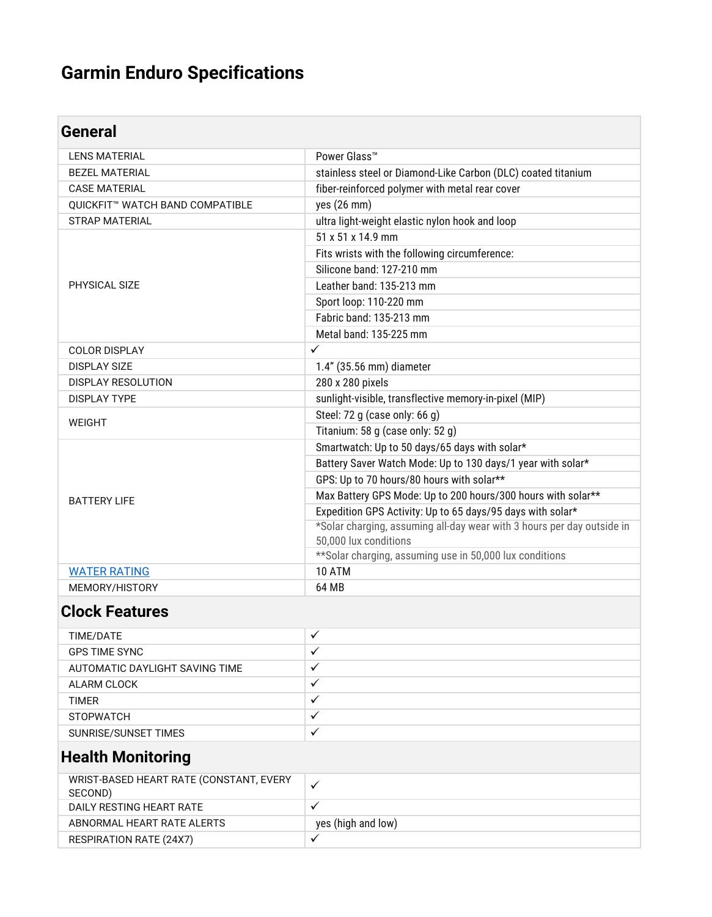# Garmin Enduro Specifications

## General

| | |
|---|---|
| LENS MATERIAL | Power Glass™ |
| BEZEL MATERIAL | stainless steel or Diamond-Like Carbon (DLC) coated titanium |
| CASE MATERIAL | fiber-reinforced polymer with metal rear cover |
| QUICKFIT™ WATCH BAND COMPATIBLE | yes (26 mm) |
| STRAP MATERIAL | ultra light-weight elastic nylon hook and loop |
| PHYSICAL SIZE | 51 x 51 x 14.9 mm |
| | Fits wrists with the following circumference: |
| | Silicone band: 127-210 mm |
| | Leather band: 135-213 mm |
| | Sport loop: 110-220 mm |
| | Fabric band: 135-213 mm |
| | Metal band: 135-225 mm |
| COLOR DISPLAY | ✓ |
| DISPLAY SIZE | 1.4" (35.56 mm) diameter |
| DISPLAY RESOLUTION | 280 x 280 pixels |
| DISPLAY TYPE | sunlight-visible, transflective memory-in-pixel (MIP) |
| WEIGHT | Steel: 72 g (case only: 66 g) |
| | Titanium: 58 g (case only: 52 g) |
| BATTERY LIFE | Smartwatch: Up to 50 days/65 days with solar* |
| | Battery Saver Watch Mode: Up to 130 days/1 year with solar* |
| | GPS: Up to 70 hours/80 hours with solar** |
| | Max Battery GPS Mode: Up to 200 hours/300 hours with solar** |
| | Expedition GPS Activity: Up to 65 days/95 days with solar* |
| | *Solar charging, assuming all-day wear with 3 hours per day outside in 50,000 lux conditions |
| | **Solar charging, assuming use in 50,000 lux conditions |
| WATER RATING | 10 ATM |
| MEMORY/HISTORY | 64 MB |

## Clock Features

| | |
|---|---|
| TIME/DATE | ✓ |
| GPS TIME SYNC | ✓ |
| AUTOMATIC DAYLIGHT SAVING TIME | ✓ |
| ALARM CLOCK | ✓ |
| TIMER | ✓ |
| STOPWATCH | ✓ |
| SUNRISE/SUNSET TIMES | ✓ |

## Health Monitoring

| | |
|---|---|
| WRIST-BASED HEART RATE (CONSTANT, EVERY SECOND) | ✓ |
| DAILY RESTING HEART RATE | ✓ |
| ABNORMAL HEART RATE ALERTS | yes (high and low) |
| RESPIRATION RATE (24X7) | ✓ |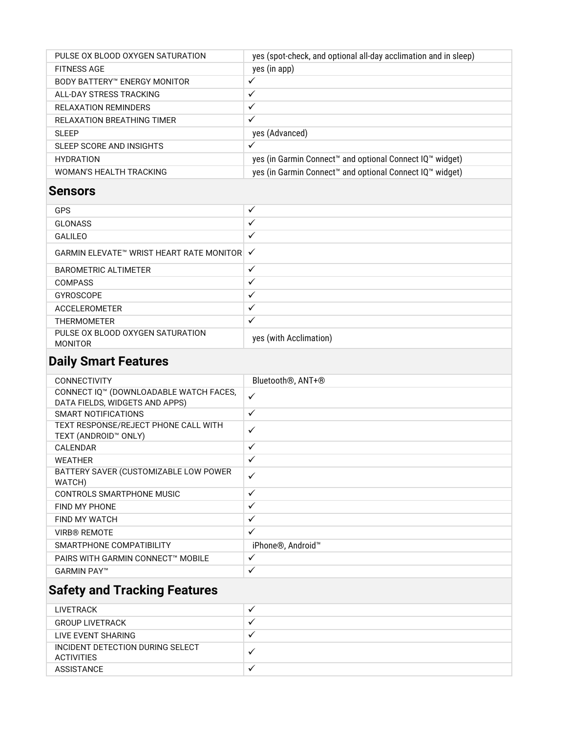| | |
|---|---|
| PULSE OX BLOOD OXYGEN SATURATION | yes (spot-check, and optional all-day acclimation and in sleep) |
| FITNESS AGE | yes (in app) |
| BODY BATTERY™ ENERGY MONITOR | ✓ |
| ALL-DAY STRESS TRACKING | ✓ |
| RELAXATION REMINDERS | ✓ |
| RELAXATION BREATHING TIMER | ✓ |
| SLEEP | yes (Advanced) |
| SLEEP SCORE AND INSIGHTS | ✓ |
| HYDRATION | yes (in Garmin Connect™ and optional Connect IQ™ widget) |
| WOMAN'S HEALTH TRACKING | yes (in Garmin Connect™ and optional Connect IQ™ widget) |

## Sensors

| | |
|---|---|
| GPS | ✓ |
| GLONASS | ✓ |
| GALILEO | ✓ |
| GARMIN ELEVATE™ WRIST HEART RATE MONITOR | ✓ |
| BAROMETRIC ALTIMETER | ✓ |
| COMPASS | ✓ |
| GYROSCOPE | ✓ |
| ACCELEROMETER | ✓ |
| THERMOMETER | ✓ |
| PULSE OX BLOOD OXYGEN SATURATION MONITOR | yes (with Acclimation) |

## Daily Smart Features

| | |
|---|---|
| CONNECTIVITY | Bluetooth®, ANT+® |
| CONNECT IQ™ (DOWNLOADABLE WATCH FACES, DATA FIELDS, WIDGETS AND APPS) | ✓ |
| SMART NOTIFICATIONS | ✓ |
| TEXT RESPONSE/REJECT PHONE CALL WITH TEXT (ANDROID™ ONLY) | ✓ |
| CALENDAR | ✓ |
| WEATHER | ✓ |
| BATTERY SAVER (CUSTOMIZABLE LOW POWER WATCH) | ✓ |
| CONTROLS SMARTPHONE MUSIC | ✓ |
| FIND MY PHONE | ✓ |
| FIND MY WATCH | ✓ |
| VIRB® REMOTE | ✓ |
| SMARTPHONE COMPATIBILITY | iPhone®, Android™ |
| PAIRS WITH GARMIN CONNECT™ MOBILE | ✓ |
| GARMIN PAY™ | ✓ |

## Safety and Tracking Features

| | |
|---|---|
| LIVETRACK | ✓ |
| GROUP LIVETRACK | ✓ |
| LIVE EVENT SHARING | ✓ |
| INCIDENT DETECTION DURING SELECT ACTIVITIES | ✓ |
| ASSISTANCE | ✓ |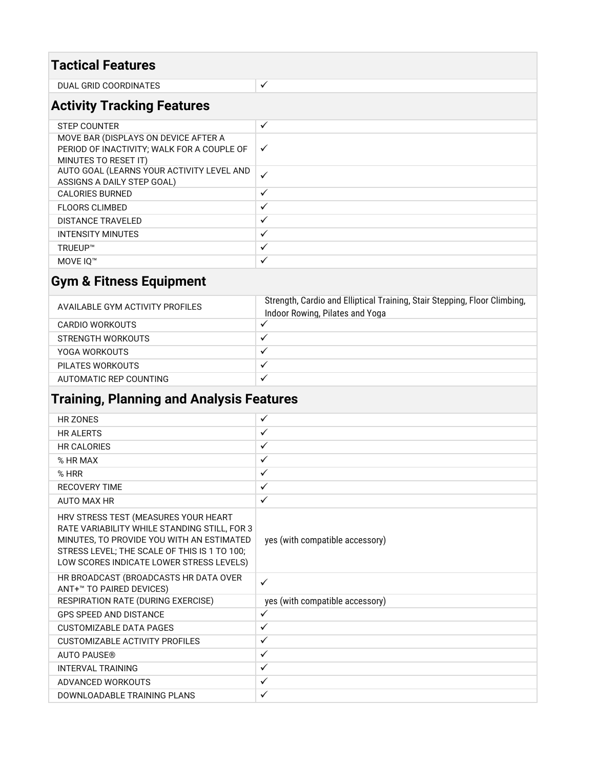## Tactical Features

| | |
|---|---|
| DUAL GRID COORDINATES | ✓ |

## Activity Tracking Features

| | |
|---|---|
| STEP COUNTER | ✓ |
| MOVE BAR (DISPLAYS ON DEVICE AFTER A PERIOD OF INACTIVITY; WALK FOR A COUPLE OF MINUTES TO RESET IT) | ✓ |
| AUTO GOAL (LEARNS YOUR ACTIVITY LEVEL AND ASSIGNS A DAILY STEP GOAL) | ✓ |
| CALORIES BURNED | ✓ |
| FLOORS CLIMBED | ✓ |
| DISTANCE TRAVELED | ✓ |
| INTENSITY MINUTES | ✓ |
| TRUEUP™ | ✓ |
| MOVE IQ™ | ✓ |

## Gym & Fitness Equipment

| | |
|---|---|
| AVAILABLE GYM ACTIVITY PROFILES | Strength, Cardio and Elliptical Training, Stair Stepping, Floor Climbing, Indoor Rowing, Pilates and Yoga |
| CARDIO WORKOUTS | ✓ |
| STRENGTH WORKOUTS | ✓ |
| YOGA WORKOUTS | ✓ |
| PILATES WORKOUTS | ✓ |
| AUTOMATIC REP COUNTING | ✓ |

## Training, Planning and Analysis Features

| | |
|---|---|
| HR ZONES | ✓ |
| HR ALERTS | ✓ |
| HR CALORIES | ✓ |
| % HR MAX | ✓ |
| % HRR | ✓ |
| RECOVERY TIME | ✓ |
| AUTO MAX HR | ✓ |
| HRV STRESS TEST (MEASURES YOUR HEART RATE VARIABILITY WHILE STANDING STILL, FOR 3 MINUTES, TO PROVIDE YOU WITH AN ESTIMATED STRESS LEVEL; THE SCALE OF THIS IS 1 TO 100; LOW SCORES INDICATE LOWER STRESS LEVELS) | yes (with compatible accessory) |
| HR BROADCAST (BROADCASTS HR DATA OVER ANT+™ TO PAIRED DEVICES) | ✓ |
| RESPIRATION RATE (DURING EXERCISE) | yes (with compatible accessory) |
| GPS SPEED AND DISTANCE | ✓ |
| CUSTOMIZABLE DATA PAGES | ✓ |
| CUSTOMIZABLE ACTIVITY PROFILES | ✓ |
| AUTO PAUSE® | ✓ |
| INTERVAL TRAINING | ✓ |
| ADVANCED WORKOUTS | ✓ |
| DOWNLOADABLE TRAINING PLANS | ✓ |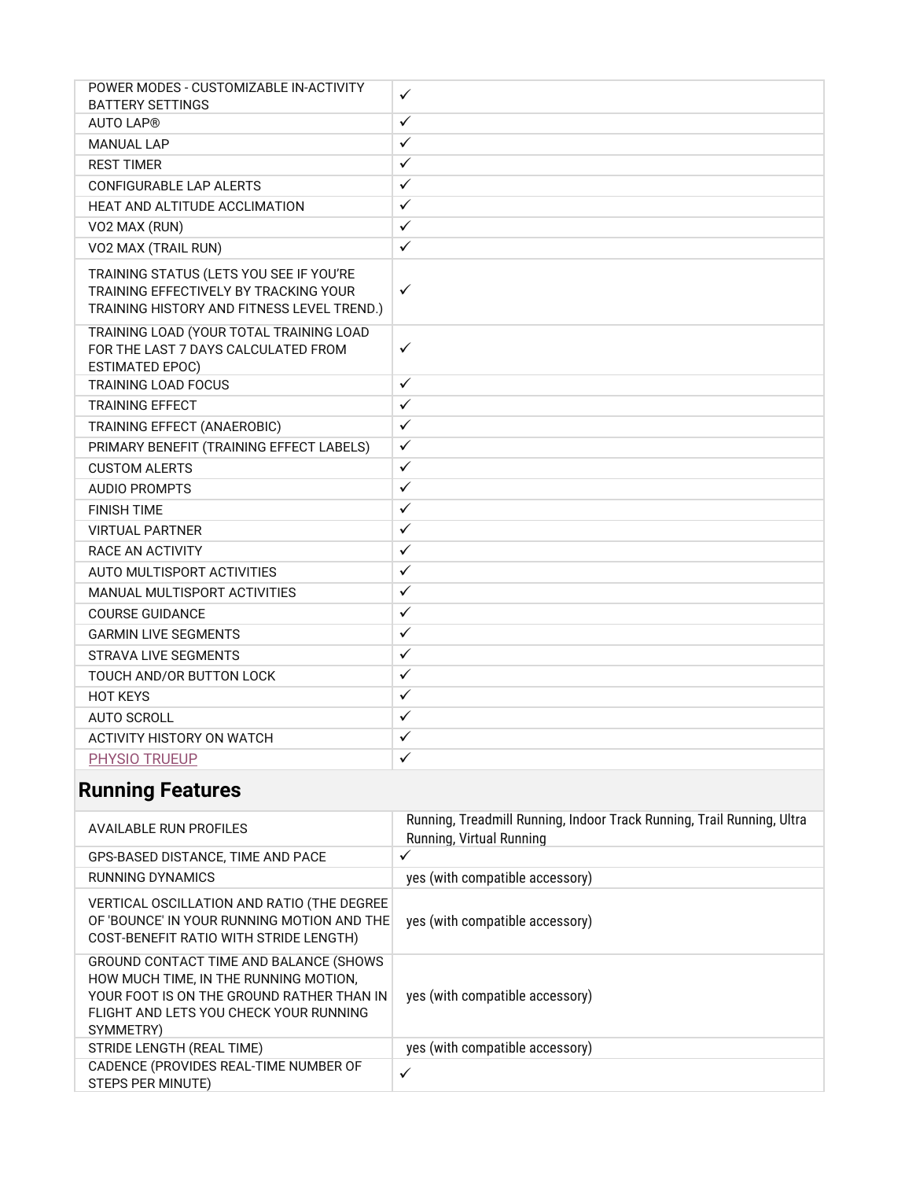| | |
|---|---|
| POWER MODES - CUSTOMIZABLE IN-ACTIVITY BATTERY SETTINGS | ✓ |
| AUTO LAP® | ✓ |
| MANUAL LAP | ✓ |
| REST TIMER | ✓ |
| CONFIGURABLE LAP ALERTS | ✓ |
| HEAT AND ALTITUDE ACCLIMATION | ✓ |
| VO2 MAX (RUN) | ✓ |
| VO2 MAX (TRAIL RUN) | ✓ |
| TRAINING STATUS (LETS YOU SEE IF YOU'RE TRAINING EFFECTIVELY BY TRACKING YOUR TRAINING HISTORY AND FITNESS LEVEL TREND.) | ✓ |
| TRAINING LOAD (YOUR TOTAL TRAINING LOAD FOR THE LAST 7 DAYS CALCULATED FROM ESTIMATED EPOC) | ✓ |
| TRAINING LOAD FOCUS | ✓ |
| TRAINING EFFECT | ✓ |
| TRAINING EFFECT (ANAEROBIC) | ✓ |
| PRIMARY BENEFIT (TRAINING EFFECT LABELS) | ✓ |
| CUSTOM ALERTS | ✓ |
| AUDIO PROMPTS | ✓ |
| FINISH TIME | ✓ |
| VIRTUAL PARTNER | ✓ |
| RACE AN ACTIVITY | ✓ |
| AUTO MULTISPORT ACTIVITIES | ✓ |
| MANUAL MULTISPORT ACTIVITIES | ✓ |
| COURSE GUIDANCE | ✓ |
| GARMIN LIVE SEGMENTS | ✓ |
| STRAVA LIVE SEGMENTS | ✓ |
| TOUCH AND/OR BUTTON LOCK | ✓ |
| HOT KEYS | ✓ |
| AUTO SCROLL | ✓ |
| ACTIVITY HISTORY ON WATCH | ✓ |
| PHYSIO TRUEUP | ✓ |

## Running Features

| | |
|---|---|
| AVAILABLE RUN PROFILES | Running, Treadmill Running, Indoor Track Running, Trail Running, Ultra Running, Virtual Running |
| GPS-BASED DISTANCE, TIME AND PACE | ✓ |
| RUNNING DYNAMICS | yes (with compatible accessory) |
| VERTICAL OSCILLATION AND RATIO (THE DEGREE OF 'BOUNCE' IN YOUR RUNNING MOTION AND THE COST-BENEFIT RATIO WITH STRIDE LENGTH) | yes (with compatible accessory) |
| GROUND CONTACT TIME AND BALANCE (SHOWS HOW MUCH TIME, IN THE RUNNING MOTION, YOUR FOOT IS ON THE GROUND RATHER THAN IN FLIGHT AND LETS YOU CHECK YOUR RUNNING SYMMETRY) | yes (with compatible accessory) |
| STRIDE LENGTH (REAL TIME) | yes (with compatible accessory) |
| CADENCE (PROVIDES REAL-TIME NUMBER OF STEPS PER MINUTE) | ✓ |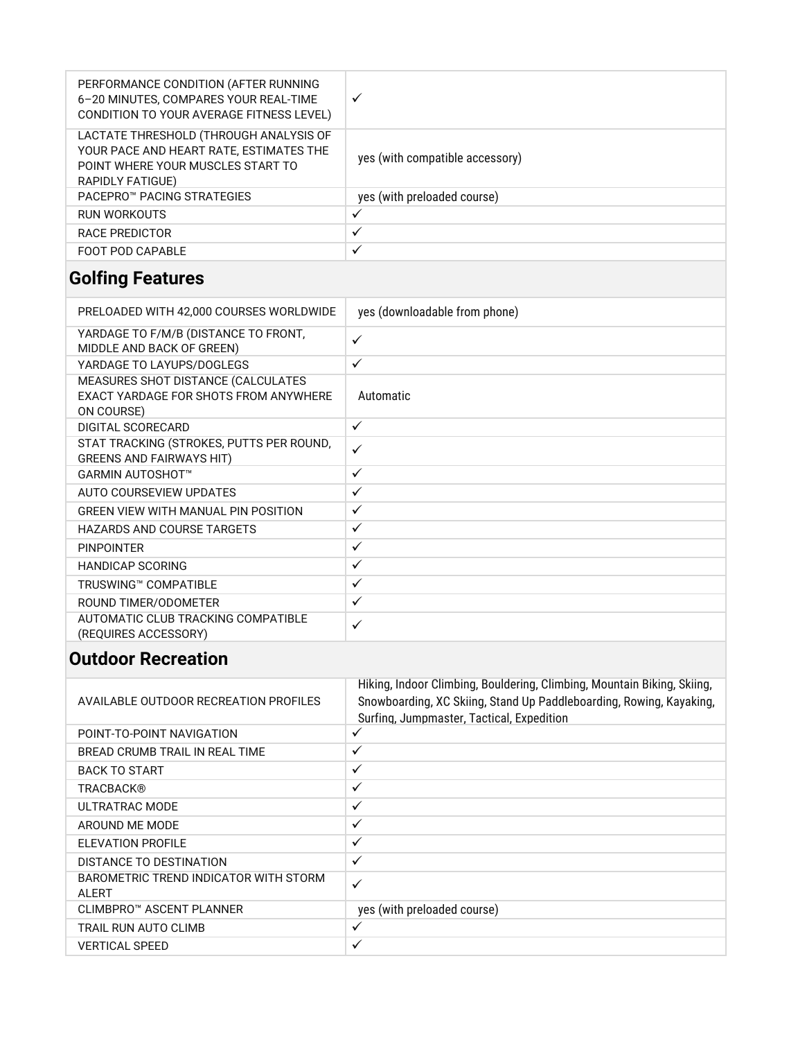| | |
|---|---|
| PERFORMANCE CONDITION (AFTER RUNNING 6–20 MINUTES, COMPARES YOUR REAL-TIME CONDITION TO YOUR AVERAGE FITNESS LEVEL) | ✓ |
| LACTATE THRESHOLD (THROUGH ANALYSIS OF YOUR PACE AND HEART RATE, ESTIMATES THE POINT WHERE YOUR MUSCLES START TO RAPIDLY FATIGUE) | yes (with compatible accessory) |
| PACEPRO™ PACING STRATEGIES | yes (with preloaded course) |
| RUN WORKOUTS | ✓ |
| RACE PREDICTOR | ✓ |
| FOOT POD CAPABLE | ✓ |

## Golfing Features

| | |
|---|---|
| PRELOADED WITH 42,000 COURSES WORLDWIDE | yes (downloadable from phone) |
| YARDAGE TO F/M/B (DISTANCE TO FRONT, MIDDLE AND BACK OF GREEN) | ✓ |
| YARDAGE TO LAYUPS/DOGLEGS | ✓ |
| MEASURES SHOT DISTANCE (CALCULATES EXACT YARDAGE FOR SHOTS FROM ANYWHERE ON COURSE) | Automatic |
| DIGITAL SCORECARD | ✓ |
| STAT TRACKING (STROKES, PUTTS PER ROUND, GREENS AND FAIRWAYS HIT) | ✓ |
| GARMIN AUTOSHOT™ | ✓ |
| AUTO COURSEVIEW UPDATES | ✓ |
| GREEN VIEW WITH MANUAL PIN POSITION | ✓ |
| HAZARDS AND COURSE TARGETS | ✓ |
| PINPOINTER | ✓ |
| HANDICAP SCORING | ✓ |
| TRUSWING™ COMPATIBLE | ✓ |
| ROUND TIMER/ODOMETER | ✓ |
| AUTOMATIC CLUB TRACKING COMPATIBLE (REQUIRES ACCESSORY) | ✓ |

## Outdoor Recreation

| | |
|---|---|
| AVAILABLE OUTDOOR RECREATION PROFILES | Hiking, Indoor Climbing, Bouldering, Climbing, Mountain Biking, Skiing, Snowboarding, XC Skiing, Stand Up Paddleboarding, Rowing, Kayaking, Surfing, Jumpmaster, Tactical, Expedition |
| POINT-TO-POINT NAVIGATION | ✓ |
| BREAD CRUMB TRAIL IN REAL TIME | ✓ |
| BACK TO START | ✓ |
| TRACBACK® | ✓ |
| ULTRATRAC MODE | ✓ |
| AROUND ME MODE | ✓ |
| ELEVATION PROFILE | ✓ |
| DISTANCE TO DESTINATION | ✓ |
| BAROMETRIC TREND INDICATOR WITH STORM ALERT | ✓ |
| CLIMBPRO™ ASCENT PLANNER | yes (with preloaded course) |
| TRAIL RUN AUTO CLIMB | ✓ |
| VERTICAL SPEED | ✓ |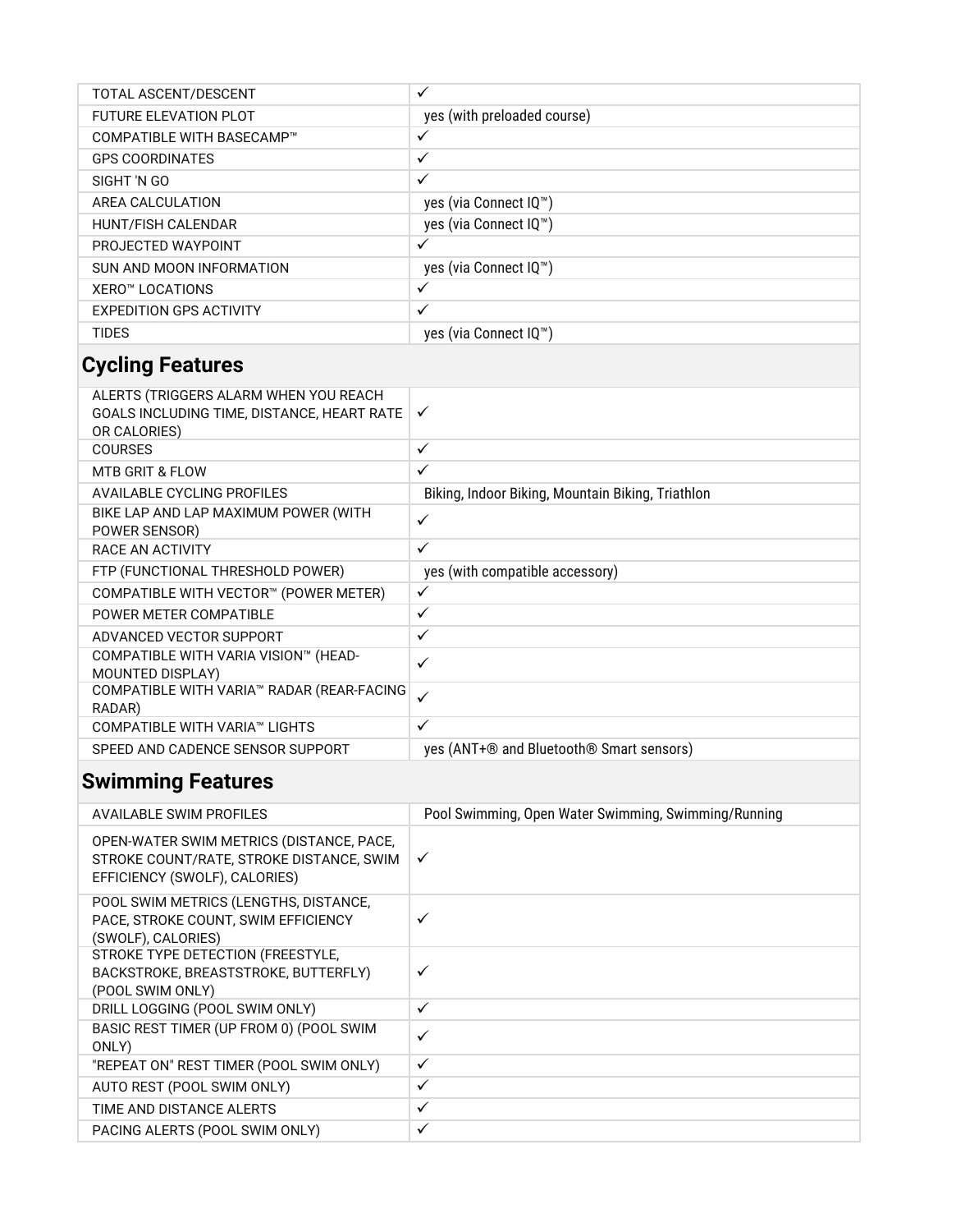| | |
|---|---|
| TOTAL ASCENT/DESCENT | ✓ |
| FUTURE ELEVATION PLOT | yes (with preloaded course) |
| COMPATIBLE WITH BASECAMP™ | ✓ |
| GPS COORDINATES | ✓ |
| SIGHT 'N GO | ✓ |
| AREA CALCULATION | yes (via Connect IQ™) |
| HUNT/FISH CALENDAR | yes (via Connect IQ™) |
| PROJECTED WAYPOINT | ✓ |
| SUN AND MOON INFORMATION | yes (via Connect IQ™) |
| XERO™ LOCATIONS | ✓ |
| EXPEDITION GPS ACTIVITY | ✓ |
| TIDES | yes (via Connect IQ™) |

## Cycling Features

| | |
|---|---|
| ALERTS (TRIGGERS ALARM WHEN YOU REACH GOALS INCLUDING TIME, DISTANCE, HEART RATE OR CALORIES) | ✓ |
| COURSES | ✓ |
| MTB GRIT & FLOW | ✓ |
| AVAILABLE CYCLING PROFILES | Biking, Indoor Biking, Mountain Biking, Triathlon |
| BIKE LAP AND LAP MAXIMUM POWER (WITH POWER SENSOR) | ✓ |
| RACE AN ACTIVITY | ✓ |
| FTP (FUNCTIONAL THRESHOLD POWER) | yes (with compatible accessory) |
| COMPATIBLE WITH VECTOR™ (POWER METER) | ✓ |
| POWER METER COMPATIBLE | ✓ |
| ADVANCED VECTOR SUPPORT | ✓ |
| COMPATIBLE WITH VARIA VISION™ (HEAD-MOUNTED DISPLAY) | ✓ |
| COMPATIBLE WITH VARIA™ RADAR (REAR-FACING RADAR) | ✓ |
| COMPATIBLE WITH VARIA™ LIGHTS | ✓ |
| SPEED AND CADENCE SENSOR SUPPORT | yes (ANT+® and Bluetooth® Smart sensors) |

## Swimming Features

| | |
|---|---|
| AVAILABLE SWIM PROFILES | Pool Swimming, Open Water Swimming, Swimming/Running |
| OPEN-WATER SWIM METRICS (DISTANCE, PACE, STROKE COUNT/RATE, STROKE DISTANCE, SWIM EFFICIENCY (SWOLF), CALORIES) | ✓ |
| POOL SWIM METRICS (LENGTHS, DISTANCE, PACE, STROKE COUNT, SWIM EFFICIENCY (SWOLF), CALORIES) | ✓ |
| STROKE TYPE DETECTION (FREESTYLE, BACKSTROKE, BREASTSTROKE, BUTTERFLY) (POOL SWIM ONLY) | ✓ |
| DRILL LOGGING (POOL SWIM ONLY) | ✓ |
| BASIC REST TIMER (UP FROM 0) (POOL SWIM ONLY) | ✓ |
| "REPEAT ON" REST TIMER (POOL SWIM ONLY) | ✓ |
| AUTO REST (POOL SWIM ONLY) | ✓ |
| TIME AND DISTANCE ALERTS | ✓ |
| PACING ALERTS (POOL SWIM ONLY) | ✓ |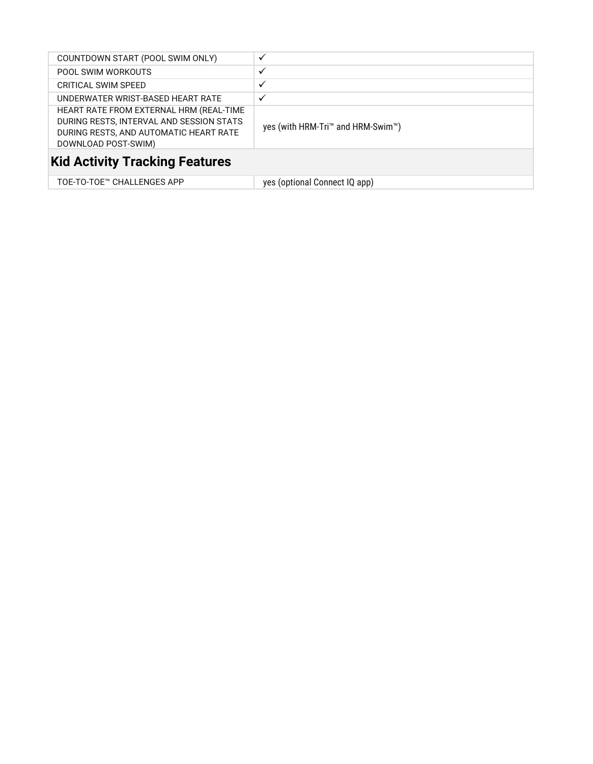| | |
|---|---|
| COUNTDOWN START (POOL SWIM ONLY) | ✓ |
| POOL SWIM WORKOUTS | ✓ |
| CRITICAL SWIM SPEED | ✓ |
| UNDERWATER WRIST-BASED HEART RATE | ✓ |
| HEART RATE FROM EXTERNAL HRM (REAL-TIME DURING RESTS, INTERVAL AND SESSION STATS DURING RESTS, AND AUTOMATIC HEART RATE DOWNLOAD POST-SWIM) | yes (with HRM-Tri™ and HRM-Swim™) |

## Kid Activity Tracking Features

| | |
|---|---|
| TOE-TO-TOE™ CHALLENGES APP | yes (optional Connect IQ app) |